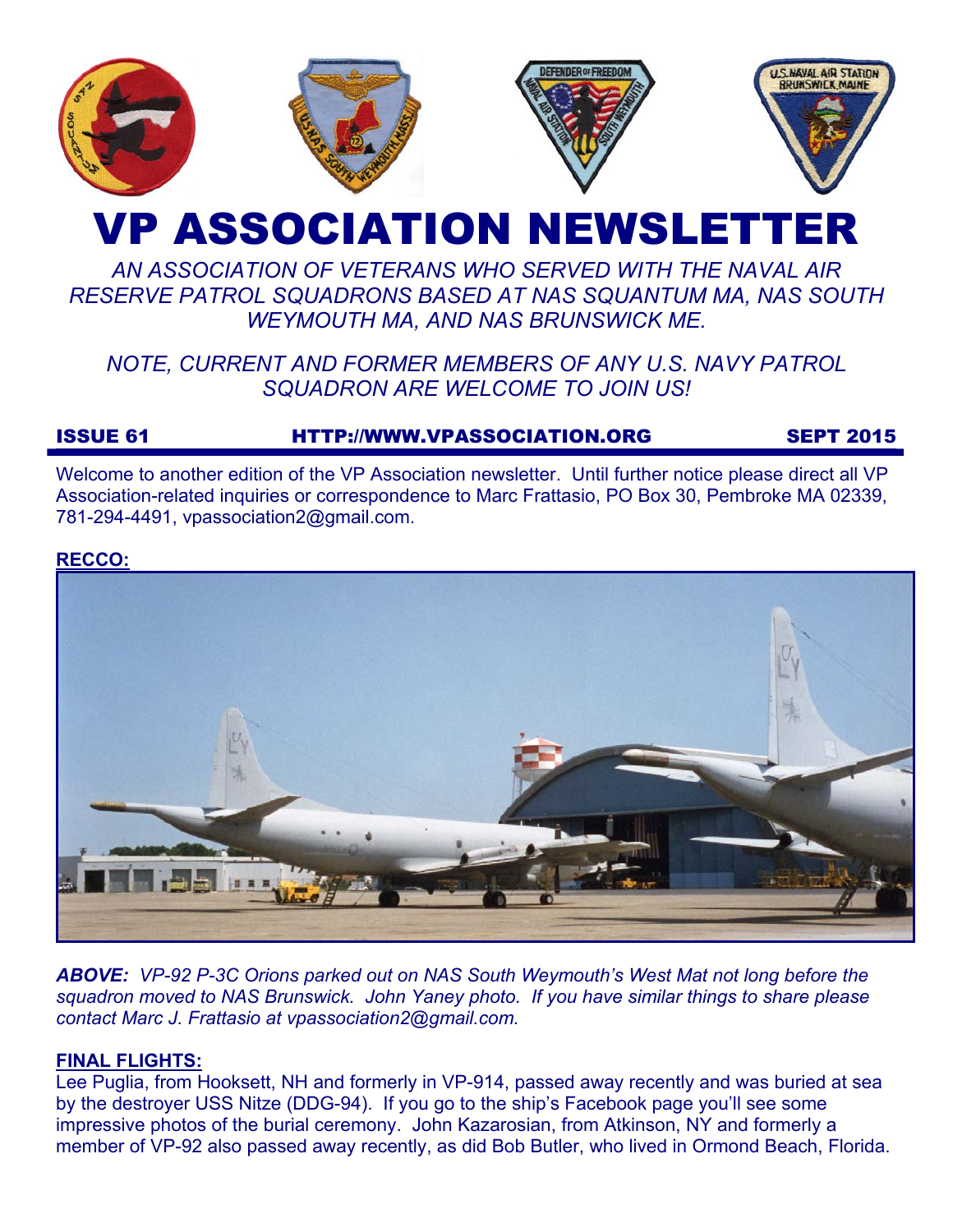# VP ASSOCIATION NEWSLETTER

*AN ASSOCIATION OF VETERANS WHO SERVED WITH THE NAVAL AIR RESERVE PATROL SQUADRONS BASED AT NAS SQUANTUM MA, NAS SOUTH WEYMOUTH MA, AND NAS BRUNSWICK ME.*

*NOTE, CURRENT AND FORMER MEMBERS OF ANY U.S. NAVY PATROL SQUADRON ARE WELCOME TO JOIN US!*

**ISSUE 61 HTTP://WWW.VPASSOCIATION.ORG SEPT 2015**

Welcome to another edition of the VP Association newsletter. Until further notice please direct all VP Association-related inquiries or correspondence to Marc Frattasio, PO Box 30, Pembroke MA 02339, 781-294-4491, vpassociation2@gmail.com.

## RECCO:

***ABOVE:*** *VP-92 P-3C Orions parked out on NAS South Weymouth's West Mat not long before the squadron moved to NAS Brunswick. John Yaney photo. If you have similar things to share please contact Marc J. Frattasio at vpassociation2@gmail.com.*

## FINAL FLIGHTS:

Lee Puglia, from Hooksett, NH and formerly in VP-914, passed away recently and was buried at sea by the destroyer USS Nitze (DDG-94). If you go to the ship's Facebook page you'll see some impressive photos of the burial ceremony. John Kazarosian, from Atkinson, NY and formerly a member of VP-92 also passed away recently, as did Bob Butler, who lived in Ormond Beach, Florida.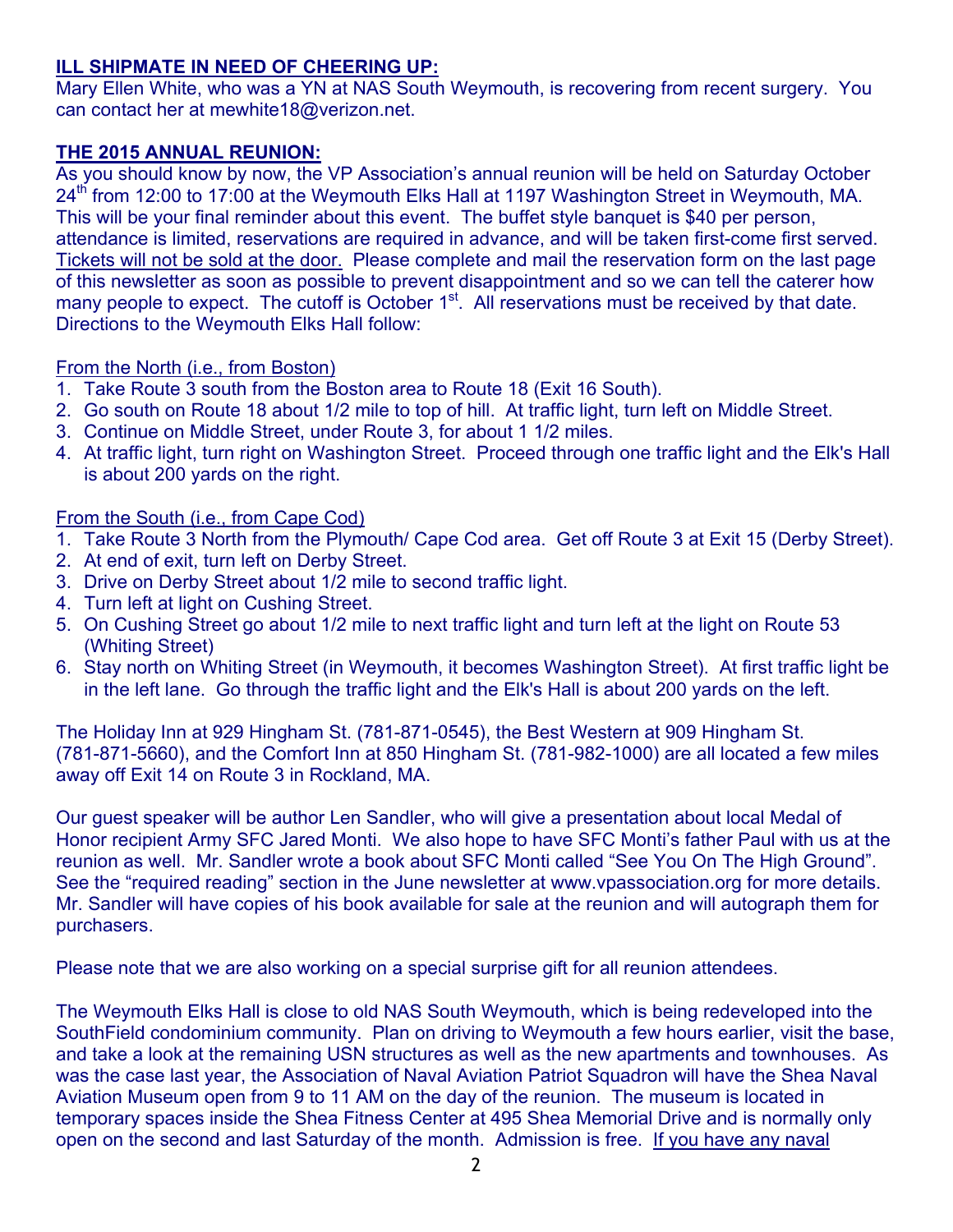## ILL SHIPMATE IN NEED OF CHEERING UP:

Mary Ellen White, who was a YN at NAS South Weymouth, is recovering from recent surgery. You can contact her at mewhite18@verizon.net.

## THE 2015 ANNUAL REUNION:

As you should know by now, the VP Association's annual reunion will be held on Saturday October 24th from 12:00 to 17:00 at the Weymouth Elks Hall at 1197 Washington Street in Weymouth, MA. This will be your final reminder about this event. The buffet style banquet is $40 per person, attendance is limited, reservations are required in advance, and will be taken first-come first served. Tickets will not be sold at the door. Please complete and mail the reservation form on the last page of this newsletter as soon as possible to prevent disappointment and so we can tell the caterer how many people to expect. The cutoff is October 1st. All reservations must be received by that date. Directions to the Weymouth Elks Hall follow:

From the North (i.e., from Boston)

1. Take Route 3 south from the Boston area to Route 18 (Exit 16 South).
2. Go south on Route 18 about 1/2 mile to top of hill. At traffic light, turn left on Middle Street.
3. Continue on Middle Street, under Route 3, for about 1 1/2 miles.
4. At traffic light, turn right on Washington Street. Proceed through one traffic light and the Elk's Hall is about 200 yards on the right.

From the South (i.e., from Cape Cod)

1. Take Route 3 North from the Plymouth/ Cape Cod area. Get off Route 3 at Exit 15 (Derby Street).
2. At end of exit, turn left on Derby Street.
3. Drive on Derby Street about 1/2 mile to second traffic light.
4. Turn left at light on Cushing Street.
5. On Cushing Street go about 1/2 mile to next traffic light and turn left at the light on Route 53 (Whiting Street)
6. Stay north on Whiting Street (in Weymouth, it becomes Washington Street). At first traffic light be in the left lane. Go through the traffic light and the Elk's Hall is about 200 yards on the left.

The Holiday Inn at 929 Hingham St. (781-871-0545), the Best Western at 909 Hingham St. (781-871-5660), and the Comfort Inn at 850 Hingham St. (781-982-1000) are all located a few miles away off Exit 14 on Route 3 in Rockland, MA.

Our guest speaker will be author Len Sandler, who will give a presentation about local Medal of Honor recipient Army SFC Jared Monti. We also hope to have SFC Monti's father Paul with us at the reunion as well. Mr. Sandler wrote a book about SFC Monti called "See You On The High Ground". See the "required reading" section in the June newsletter at www.vpassociation.org for more details. Mr. Sandler will have copies of his book available for sale at the reunion and will autograph them for purchasers.

Please note that we are also working on a special surprise gift for all reunion attendees.

The Weymouth Elks Hall is close to old NAS South Weymouth, which is being redeveloped into the SouthField condominium community. Plan on driving to Weymouth a few hours earlier, visit the base, and take a look at the remaining USN structures as well as the new apartments and townhouses. As was the case last year, the Association of Naval Aviation Patriot Squadron will have the Shea Naval Aviation Museum open from 9 to 11 AM on the day of the reunion. The museum is located in temporary spaces inside the Shea Fitness Center at 495 Shea Memorial Drive and is normally only open on the second and last Saturday of the month. Admission is free. If you have any naval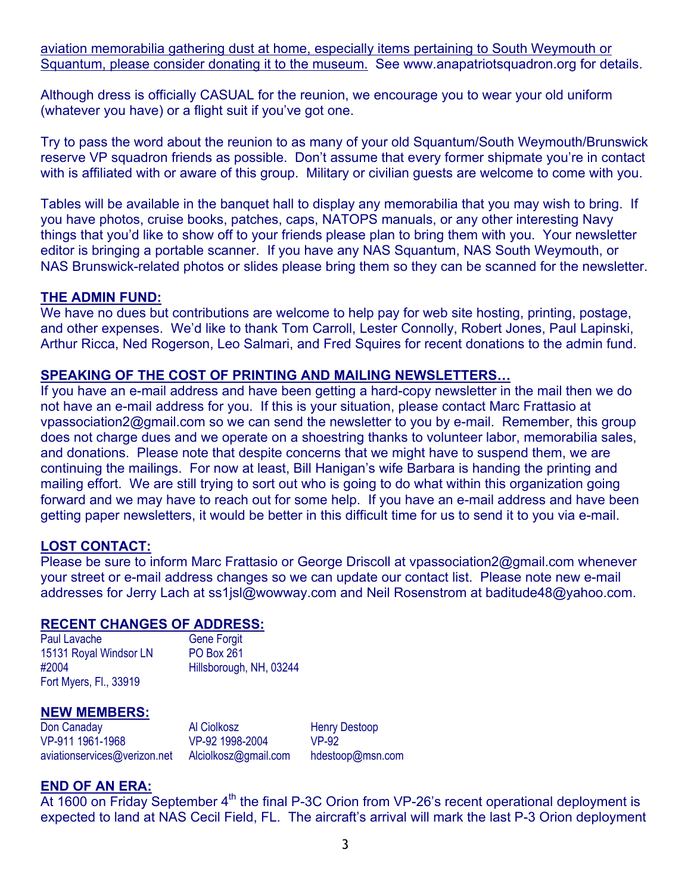aviation memorabilia gathering dust at home, especially items pertaining to South Weymouth or Squantum, please consider donating it to the museum. See www.anapatriotsquadron.org for details.

Although dress is officially CASUAL for the reunion, we encourage you to wear your old uniform (whatever you have) or a flight suit if you've got one.

Try to pass the word about the reunion to as many of your old Squantum/South Weymouth/Brunswick reserve VP squadron friends as possible. Don't assume that every former shipmate you're in contact with is affiliated with or aware of this group. Military or civilian guests are welcome to come with you.

Tables will be available in the banquet hall to display any memorabilia that you may wish to bring. If you have photos, cruise books, patches, caps, NATOPS manuals, or any other interesting Navy things that you'd like to show off to your friends please plan to bring them with you. Your newsletter editor is bringing a portable scanner. If you have any NAS Squantum, NAS South Weymouth, or NAS Brunswick-related photos or slides please bring them so they can be scanned for the newsletter.

## THE ADMIN FUND:

We have no dues but contributions are welcome to help pay for web site hosting, printing, postage, and other expenses. We'd like to thank Tom Carroll, Lester Connolly, Robert Jones, Paul Lapinski, Arthur Ricca, Ned Rogerson, Leo Salmari, and Fred Squires for recent donations to the admin fund.

## SPEAKING OF THE COST OF PRINTING AND MAILING NEWSLETTERS…

If you have an e-mail address and have been getting a hard-copy newsletter in the mail then we do not have an e-mail address for you. If this is your situation, please contact Marc Frattasio at vpassociation2@gmail.com so we can send the newsletter to you by e-mail. Remember, this group does not charge dues and we operate on a shoestring thanks to volunteer labor, memorabilia sales, and donations. Please note that despite concerns that we might have to suspend them, we are continuing the mailings. For now at least, Bill Hanigan's wife Barbara is handing the printing and mailing effort. We are still trying to sort out who is going to do what within this organization going forward and we may have to reach out for some help. If you have an e-mail address and have been getting paper newsletters, it would be better in this difficult time for us to send it to you via e-mail.

## LOST CONTACT:

Please be sure to inform Marc Frattasio or George Driscoll at vpassociation2@gmail.com whenever your street or e-mail address changes so we can update our contact list. Please note new e-mail addresses for Jerry Lach at ss1jsl@wowway.com and Neil Rosenstrom at baditude48@yahoo.com.

## RECENT CHANGES OF ADDRESS:

Paul Lavache
15131 Royal Windsor LN
#2004
Fort Myers, Fl., 33919

Gene Forgit
PO Box 261
Hillsborough, NH, 03244

## NEW MEMBERS:

Don Canaday
VP-911 1961-1968
aviationservices@verizon.net

Al Ciolkosz
VP-92 1998-2004
Alciolkosz@gmail.com

Henry Destoop
VP-92
hdestoop@msn.com

## END OF AN ERA:

At 1600 on Friday September 4th the final P-3C Orion from VP-26's recent operational deployment is expected to land at NAS Cecil Field, FL. The aircraft's arrival will mark the last P-3 Orion deployment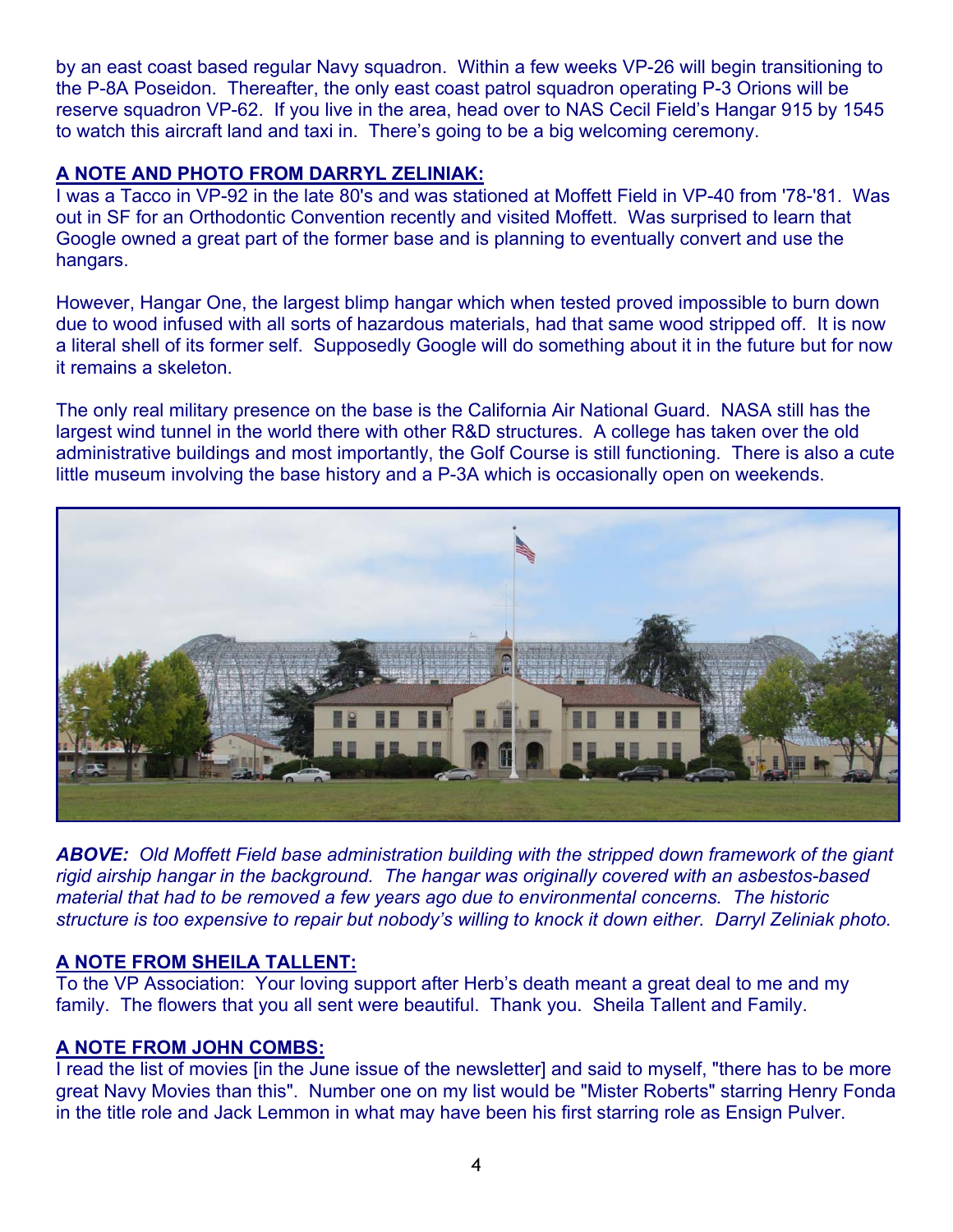by an east coast based regular Navy squadron. Within a few weeks VP-26 will begin transitioning to the P-8A Poseidon. Thereafter, the only east coast patrol squadron operating P-3 Orions will be reserve squadron VP-62. If you live in the area, head over to NAS Cecil Field's Hangar 915 by 1545 to watch this aircraft land and taxi in. There's going to be a big welcoming ceremony.

**A NOTE AND PHOTO FROM DARRYL ZELINIAK:**

I was a Tacco in VP-92 in the late 80's and was stationed at Moffett Field in VP-40 from '78-'81. Was out in SF for an Orthodontic Convention recently and visited Moffett. Was surprised to learn that Google owned a great part of the former base and is planning to eventually convert and use the hangars.

However, Hangar One, the largest blimp hangar which when tested proved impossible to burn down due to wood infused with all sorts of hazardous materials, had that same wood stripped off. It is now a literal shell of its former self. Supposedly Google will do something about it in the future but for now it remains a skeleton.

The only real military presence on the base is the California Air National Guard. NASA still has the largest wind tunnel in the world there with other R&D structures. A college has taken over the old administrative buildings and most importantly, the Golf Course is still functioning. There is also a cute little museum involving the base history and a P-3A which is occasionally open on weekends.

***ABOVE:*** *Old Moffett Field base administration building with the stripped down framework of the giant rigid airship hangar in the background. The hangar was originally covered with an asbestos-based material that had to be removed a few years ago due to environmental concerns. The historic structure is too expensive to repair but nobody's willing to knock it down either. Darryl Zeliniak photo.*

**A NOTE FROM SHEILA TALLENT:**

To the VP Association: Your loving support after Herb's death meant a great deal to me and my family. The flowers that you all sent were beautiful. Thank you. Sheila Tallent and Family.

**A NOTE FROM JOHN COMBS:**

I read the list of movies [in the June issue of the newsletter] and said to myself, "there has to be more great Navy Movies than this". Number one on my list would be "Mister Roberts" starring Henry Fonda in the title role and Jack Lemmon in what may have been his first starring role as Ensign Pulver.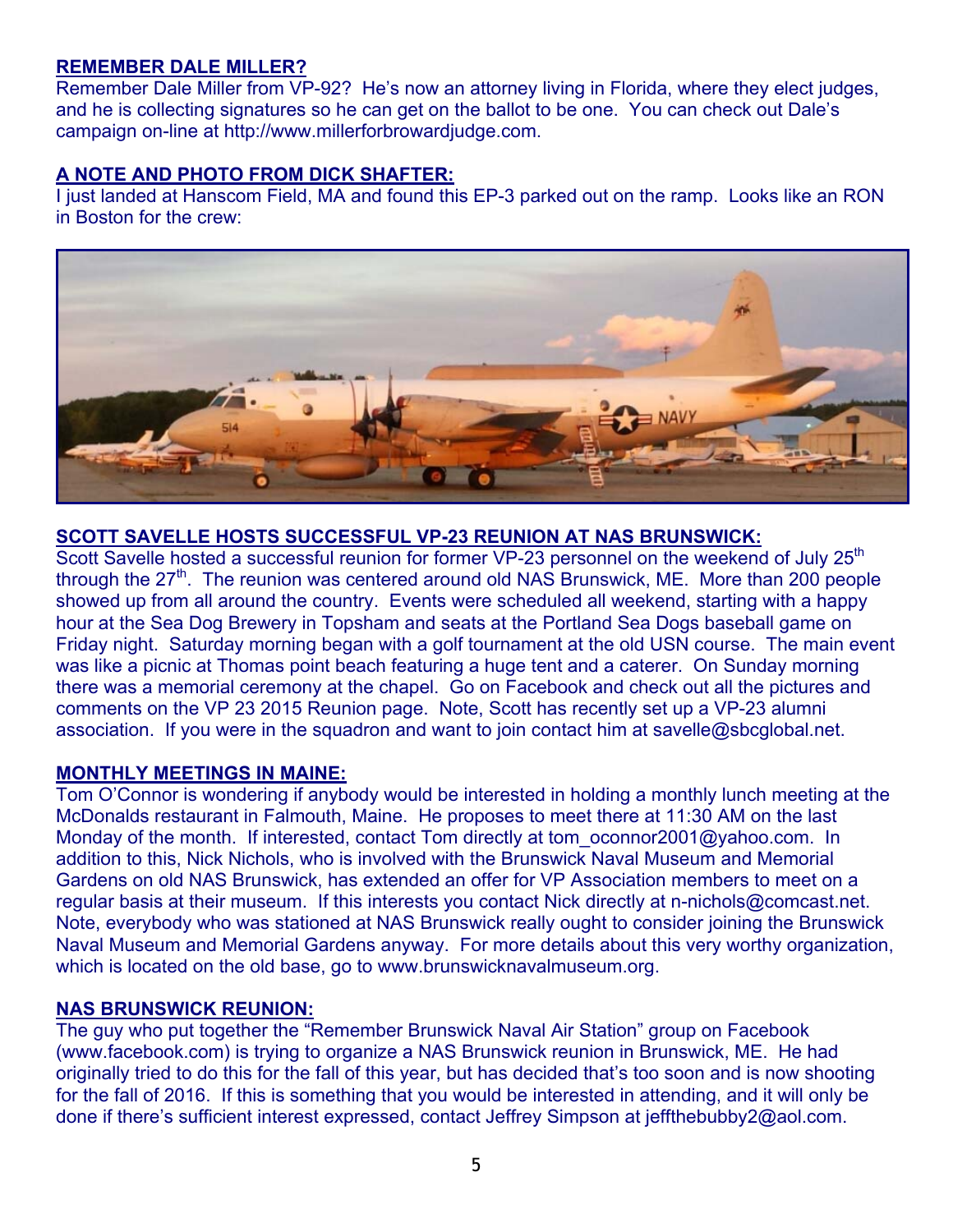## REMEMBER DALE MILLER?

Remember Dale Miller from VP-92? He's now an attorney living in Florida, where they elect judges, and he is collecting signatures so he can get on the ballot to be one. You can check out Dale's campaign on-line at http://www.millerforbrowardjudge.com.

## A NOTE AND PHOTO FROM DICK SHAFTER:

I just landed at Hanscom Field, MA and found this EP-3 parked out on the ramp. Looks like an RON in Boston for the crew:

## SCOTT SAVELLE HOSTS SUCCESSFUL VP-23 REUNION AT NAS BRUNSWICK:

Scott Savelle hosted a successful reunion for former VP-23 personnel on the weekend of July 25th through the 27th. The reunion was centered around old NAS Brunswick, ME. More than 200 people showed up from all around the country. Events were scheduled all weekend, starting with a happy hour at the Sea Dog Brewery in Topsham and seats at the Portland Sea Dogs baseball game on Friday night. Saturday morning began with a golf tournament at the old USN course. The main event was like a picnic at Thomas point beach featuring a huge tent and a caterer. On Sunday morning there was a memorial ceremony at the chapel. Go on Facebook and check out all the pictures and comments on the VP 23 2015 Reunion page. Note, Scott has recently set up a VP-23 alumni association. If you were in the squadron and want to join contact him at savelle@sbcglobal.net.

## MONTHLY MEETINGS IN MAINE:

Tom O'Connor is wondering if anybody would be interested in holding a monthly lunch meeting at the McDonalds restaurant in Falmouth, Maine. He proposes to meet there at 11:30 AM on the last Monday of the month. If interested, contact Tom directly at tom_oconnor2001@yahoo.com. In addition to this, Nick Nichols, who is involved with the Brunswick Naval Museum and Memorial Gardens on old NAS Brunswick, has extended an offer for VP Association members to meet on a regular basis at their museum. If this interests you contact Nick directly at n-nichols@comcast.net. Note, everybody who was stationed at NAS Brunswick really ought to consider joining the Brunswick Naval Museum and Memorial Gardens anyway. For more details about this very worthy organization, which is located on the old base, go to www.brunswicknavalmuseum.org.

## NAS BRUNSWICK REUNION:

The guy who put together the "Remember Brunswick Naval Air Station" group on Facebook (www.facebook.com) is trying to organize a NAS Brunswick reunion in Brunswick, ME. He had originally tried to do this for the fall of this year, but has decided that's too soon and is now shooting for the fall of 2016. If this is something that you would be interested in attending, and it will only be done if there's sufficient interest expressed, contact Jeffrey Simpson at jeffthebubby2@aol.com.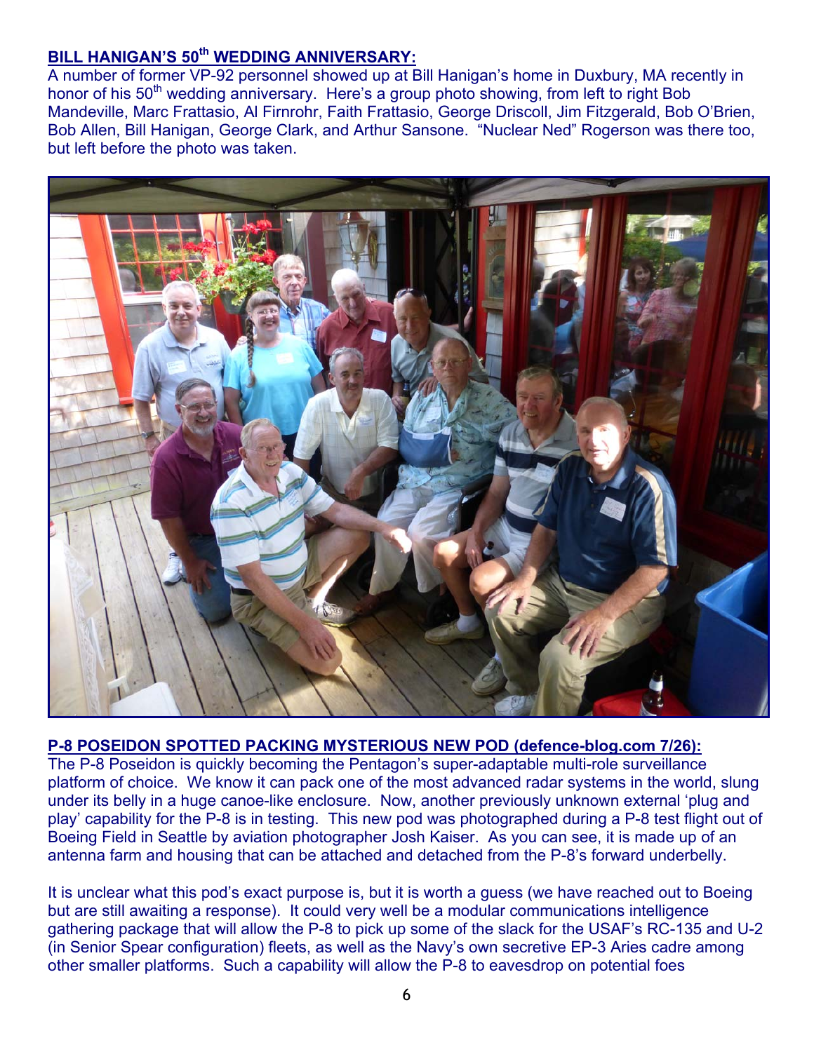## BILL HANIGAN'S 50th WEDDING ANNIVERSARY:

A number of former VP-92 personnel showed up at Bill Hanigan's home in Duxbury, MA recently in honor of his 50th wedding anniversary. Here's a group photo showing, from left to right Bob Mandeville, Marc Frattasio, Al Firnrohr, Faith Frattasio, George Driscoll, Jim Fitzgerald, Bob O'Brien, Bob Allen, Bill Hanigan, George Clark, and Arthur Sansone. "Nuclear Ned" Rogerson was there too, but left before the photo was taken.

## P-8 POSEIDON SPOTTED PACKING MYSTERIOUS NEW POD (defence-blog.com 7/26):

The P-8 Poseidon is quickly becoming the Pentagon's super-adaptable multi-role surveillance platform of choice. We know it can pack one of the most advanced radar systems in the world, slung under its belly in a huge canoe-like enclosure. Now, another previously unknown external 'plug and play' capability for the P-8 is in testing. This new pod was photographed during a P-8 test flight out of Boeing Field in Seattle by aviation photographer Josh Kaiser. As you can see, it is made up of an antenna farm and housing that can be attached and detached from the P-8's forward underbelly.

It is unclear what this pod's exact purpose is, but it is worth a guess (we have reached out to Boeing but are still awaiting a response). It could very well be a modular communications intelligence gathering package that will allow the P-8 to pick up some of the slack for the USAF's RC-135 and U-2 (in Senior Spear configuration) fleets, as well as the Navy's own secretive EP-3 Aries cadre among other smaller platforms. Such a capability will allow the P-8 to eavesdrop on potential foes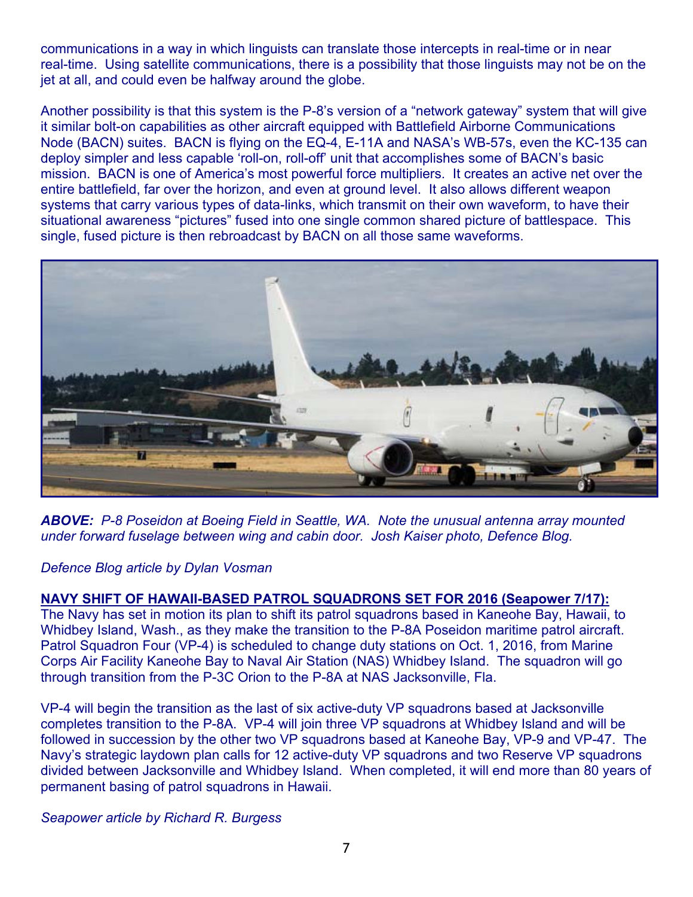communications in a way in which linguists can translate those intercepts in real-time or in near real-time. Using satellite communications, there is a possibility that those linguists may not be on the jet at all, and could even be halfway around the globe.

Another possibility is that this system is the P-8's version of a "network gateway" system that will give it similar bolt-on capabilities as other aircraft equipped with Battlefield Airborne Communications Node (BACN) suites. BACN is flying on the EQ-4, E-11A and NASA's WB-57s, even the KC-135 can deploy simpler and less capable 'roll-on, roll-off' unit that accomplishes some of BACN's basic mission. BACN is one of America's most powerful force multipliers. It creates an active net over the entire battlefield, far over the horizon, and even at ground level. It also allows different weapon systems that carry various types of data-links, which transmit on their own waveform, to have their situational awareness "pictures" fused into one single common shared picture of battlespace. This single, fused picture is then rebroadcast by BACN on all those same waveforms.

***ABOVE:*** *P-8 Poseidon at Boeing Field in Seattle, WA. Note the unusual antenna array mounted under forward fuselage between wing and cabin door. Josh Kaiser photo, Defence Blog.*

*Defence Blog article by Dylan Vosman*

**NAVY SHIFT OF HAWAII-BASED PATROL SQUADRONS SET FOR 2016 (Seapower 7/17):**

The Navy has set in motion its plan to shift its patrol squadrons based in Kaneohe Bay, Hawaii, to Whidbey Island, Wash., as they make the transition to the P-8A Poseidon maritime patrol aircraft. Patrol Squadron Four (VP-4) is scheduled to change duty stations on Oct. 1, 2016, from Marine Corps Air Facility Kaneohe Bay to Naval Air Station (NAS) Whidbey Island. The squadron will go through transition from the P-3C Orion to the P-8A at NAS Jacksonville, Fla.

VP-4 will begin the transition as the last of six active-duty VP squadrons based at Jacksonville completes transition to the P-8A. VP-4 will join three VP squadrons at Whidbey Island and will be followed in succession by the other two VP squadrons based at Kaneohe Bay, VP-9 and VP-47. The Navy's strategic laydown plan calls for 12 active-duty VP squadrons and two Reserve VP squadrons divided between Jacksonville and Whidbey Island. When completed, it will end more than 80 years of permanent basing of patrol squadrons in Hawaii.

*Seapower article by Richard R. Burgess*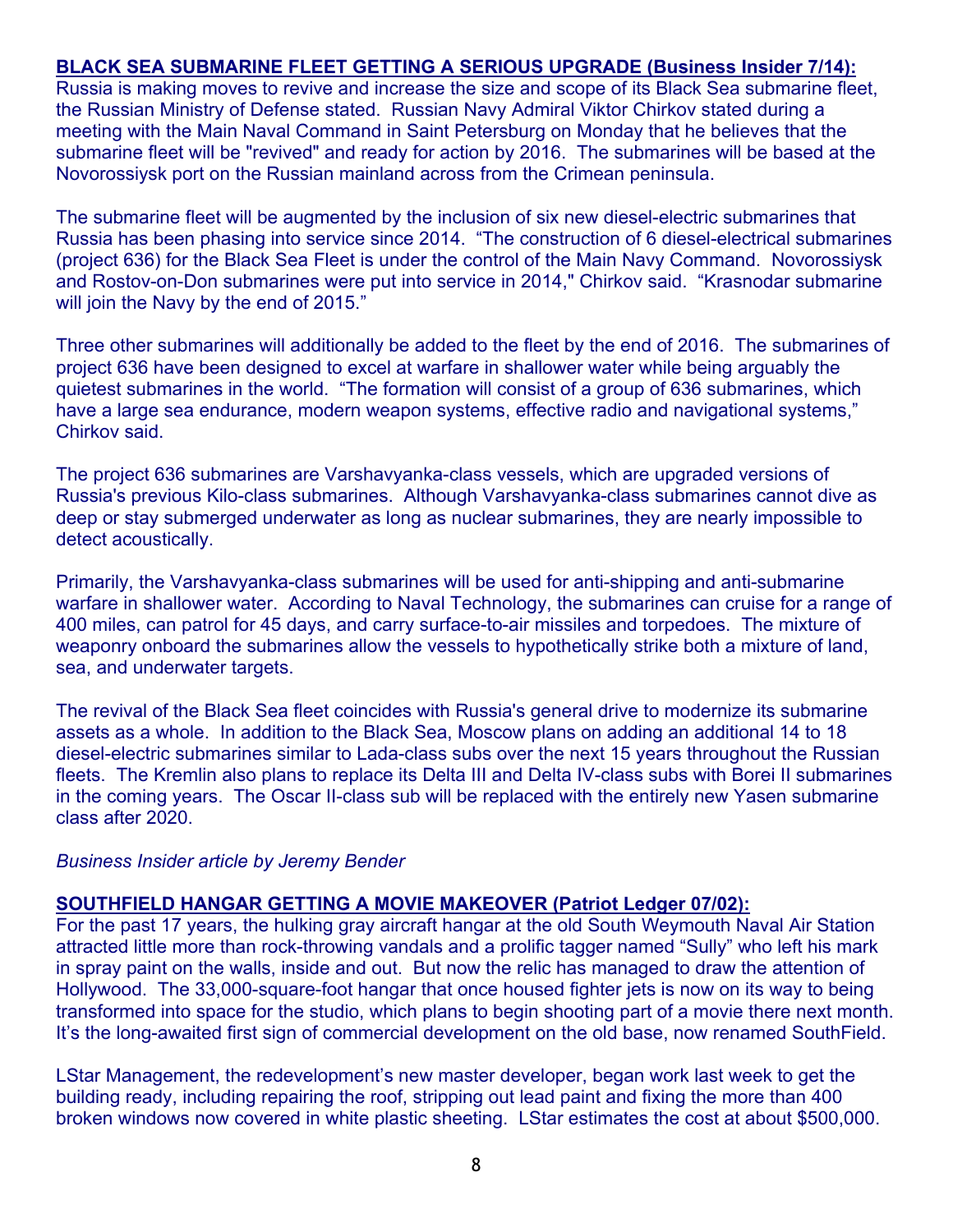**BLACK SEA SUBMARINE FLEET GETTING A SERIOUS UPGRADE (Business Insider 7/14):**

Russia is making moves to revive and increase the size and scope of its Black Sea submarine fleet, the Russian Ministry of Defense stated. Russian Navy Admiral Viktor Chirkov stated during a meeting with the Main Naval Command in Saint Petersburg on Monday that he believes that the submarine fleet will be "revived" and ready for action by 2016. The submarines will be based at the Novorossiysk port on the Russian mainland across from the Crimean peninsula.

The submarine fleet will be augmented by the inclusion of six new diesel-electric submarines that Russia has been phasing into service since 2014. "The construction of 6 diesel-electrical submarines (project 636) for the Black Sea Fleet is under the control of the Main Navy Command. Novorossiysk and Rostov-on-Don submarines were put into service in 2014," Chirkov said. "Krasnodar submarine will join the Navy by the end of 2015."

Three other submarines will additionally be added to the fleet by the end of 2016. The submarines of project 636 have been designed to excel at warfare in shallower water while being arguably the quietest submarines in the world. "The formation will consist of a group of 636 submarines, which have a large sea endurance, modern weapon systems, effective radio and navigational systems," Chirkov said.

The project 636 submarines are Varshavyanka-class vessels, which are upgraded versions of Russia's previous Kilo-class submarines. Although Varshavyanka-class submarines cannot dive as deep or stay submerged underwater as long as nuclear submarines, they are nearly impossible to detect acoustically.

Primarily, the Varshavyanka-class submarines will be used for anti-shipping and anti-submarine warfare in shallower water. According to Naval Technology, the submarines can cruise for a range of 400 miles, can patrol for 45 days, and carry surface-to-air missiles and torpedoes. The mixture of weaponry onboard the submarines allow the vessels to hypothetically strike both a mixture of land, sea, and underwater targets.

The revival of the Black Sea fleet coincides with Russia's general drive to modernize its submarine assets as a whole. In addition to the Black Sea, Moscow plans on adding an additional 14 to 18 diesel-electric submarines similar to Lada-class subs over the next 15 years throughout the Russian fleets. The Kremlin also plans to replace its Delta III and Delta IV-class subs with Borei II submarines in the coming years. The Oscar II-class sub will be replaced with the entirely new Yasen submarine class after 2020.

*Business Insider article by Jeremy Bender*

**SOUTHFIELD HANGAR GETTING A MOVIE MAKEOVER (Patriot Ledger 07/02):**

For the past 17 years, the hulking gray aircraft hangar at the old South Weymouth Naval Air Station attracted little more than rock-throwing vandals and a prolific tagger named "Sully" who left his mark in spray paint on the walls, inside and out. But now the relic has managed to draw the attention of Hollywood. The 33,000-square-foot hangar that once housed fighter jets is now on its way to being transformed into space for the studio, which plans to begin shooting part of a movie there next month. It's the long-awaited first sign of commercial development on the old base, now renamed SouthField.

LStar Management, the redevelopment's new master developer, began work last week to get the building ready, including repairing the roof, stripping out lead paint and fixing the more than 400 broken windows now covered in white plastic sheeting. LStar estimates the cost at about $500,000.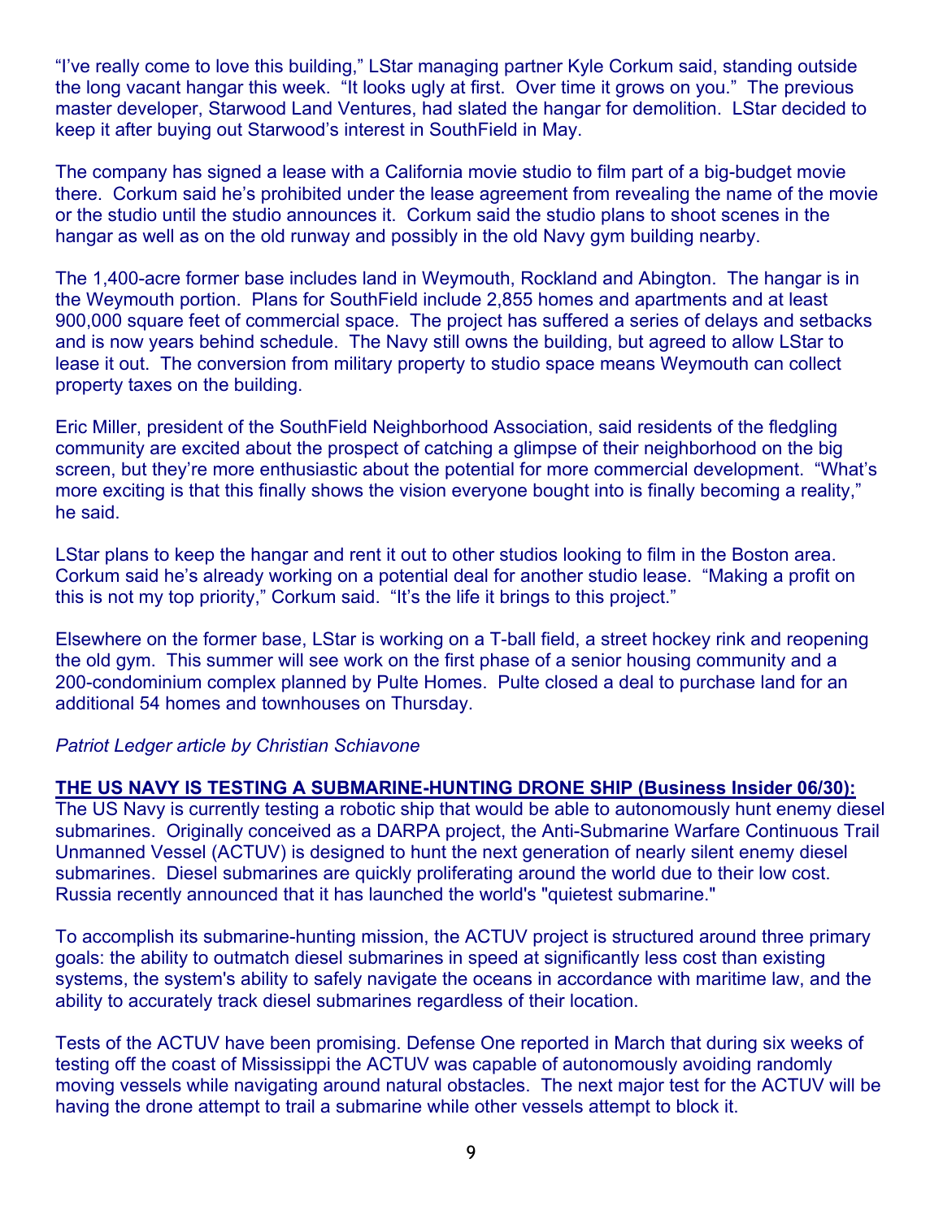"I've really come to love this building," LStar managing partner Kyle Corkum said, standing outside the long vacant hangar this week. "It looks ugly at first. Over time it grows on you." The previous master developer, Starwood Land Ventures, had slated the hangar for demolition. LStar decided to keep it after buying out Starwood's interest in SouthField in May.

The company has signed a lease with a California movie studio to film part of a big-budget movie there. Corkum said he's prohibited under the lease agreement from revealing the name of the movie or the studio until the studio announces it. Corkum said the studio plans to shoot scenes in the hangar as well as on the old runway and possibly in the old Navy gym building nearby.

The 1,400-acre former base includes land in Weymouth, Rockland and Abington. The hangar is in the Weymouth portion. Plans for SouthField include 2,855 homes and apartments and at least 900,000 square feet of commercial space. The project has suffered a series of delays and setbacks and is now years behind schedule. The Navy still owns the building, but agreed to allow LStar to lease it out. The conversion from military property to studio space means Weymouth can collect property taxes on the building.

Eric Miller, president of the SouthField Neighborhood Association, said residents of the fledgling community are excited about the prospect of catching a glimpse of their neighborhood on the big screen, but they're more enthusiastic about the potential for more commercial development. "What's more exciting is that this finally shows the vision everyone bought into is finally becoming a reality," he said.

LStar plans to keep the hangar and rent it out to other studios looking to film in the Boston area. Corkum said he's already working on a potential deal for another studio lease. "Making a profit on this is not my top priority," Corkum said. "It's the life it brings to this project."

Elsewhere on the former base, LStar is working on a T-ball field, a street hockey rink and reopening the old gym. This summer will see work on the first phase of a senior housing community and a 200-condominium complex planned by Pulte Homes. Pulte closed a deal to purchase land for an additional 54 homes and townhouses on Thursday.

*Patriot Ledger article by Christian Schiavone*

**THE US NAVY IS TESTING A SUBMARINE-HUNTING DRONE SHIP (Business Insider 06/30):**

The US Navy is currently testing a robotic ship that would be able to autonomously hunt enemy diesel submarines. Originally conceived as a DARPA project, the Anti-Submarine Warfare Continuous Trail Unmanned Vessel (ACTUV) is designed to hunt the next generation of nearly silent enemy diesel submarines. Diesel submarines are quickly proliferating around the world due to their low cost. Russia recently announced that it has launched the world's "quietest submarine."

To accomplish its submarine-hunting mission, the ACTUV project is structured around three primary goals: the ability to outmatch diesel submarines in speed at significantly less cost than existing systems, the system's ability to safely navigate the oceans in accordance with maritime law, and the ability to accurately track diesel submarines regardless of their location.

Tests of the ACTUV have been promising. Defense One reported in March that during six weeks of testing off the coast of Mississippi the ACTUV was capable of autonomously avoiding randomly moving vessels while navigating around natural obstacles. The next major test for the ACTUV will be having the drone attempt to trail a submarine while other vessels attempt to block it.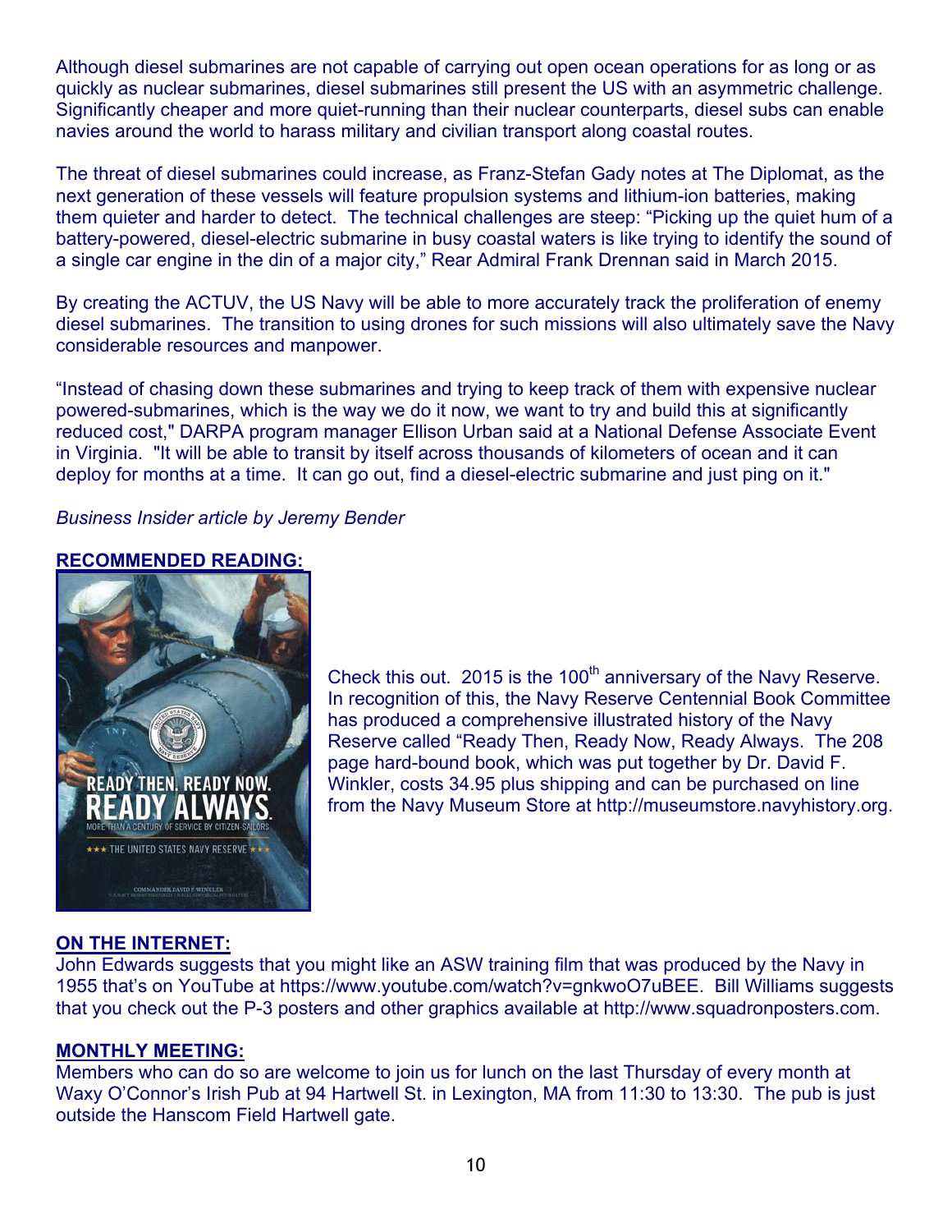Although diesel submarines are not capable of carrying out open ocean operations for as long or as quickly as nuclear submarines, diesel submarines still present the US with an asymmetric challenge. Significantly cheaper and more quiet-running than their nuclear counterparts, diesel subs can enable navies around the world to harass military and civilian transport along coastal routes.

The threat of diesel submarines could increase, as Franz-Stefan Gady notes at The Diplomat, as the next generation of these vessels will feature propulsion systems and lithium-ion batteries, making them quieter and harder to detect. The technical challenges are steep: "Picking up the quiet hum of a battery-powered, diesel-electric submarine in busy coastal waters is like trying to identify the sound of a single car engine in the din of a major city," Rear Admiral Frank Drennan said in March 2015.

By creating the ACTUV, the US Navy will be able to more accurately track the proliferation of enemy diesel submarines. The transition to using drones for such missions will also ultimately save the Navy considerable resources and manpower.

"Instead of chasing down these submarines and trying to keep track of them with expensive nuclear powered-submarines, which is the way we do it now, we want to try and build this at significantly reduced cost," DARPA program manager Ellison Urban said at a National Defense Associate Event in Virginia. "It will be able to transit by itself across thousands of kilometers of ocean and it can deploy for months at a time. It can go out, find a diesel-electric submarine and just ping on it."

*Business Insider article by Jeremy Bender*

**RECOMMENDED READING:**

Check this out. 2015 is the 100th anniversary of the Navy Reserve. In recognition of this, the Navy Reserve Centennial Book Committee has produced a comprehensive illustrated history of the Navy Reserve called "Ready Then, Ready Now, Ready Always. The 208 page hard-bound book, which was put together by Dr. David F. Winkler, costs 34.95 plus shipping and can be purchased on line from the Navy Museum Store at http://museumstore.navyhistory.org.

**ON THE INTERNET:**

John Edwards suggests that you might like an ASW training film that was produced by the Navy in 1955 that's on YouTube at https://www.youtube.com/watch?v=gnkwoO7uBEE. Bill Williams suggests that you check out the P-3 posters and other graphics available at http://www.squadronposters.com.

**MONTHLY MEETING:**

Members who can do so are welcome to join us for lunch on the last Thursday of every month at Waxy O'Connor's Irish Pub at 94 Hartwell St. in Lexington, MA from 11:30 to 13:30. The pub is just outside the Hanscom Field Hartwell gate.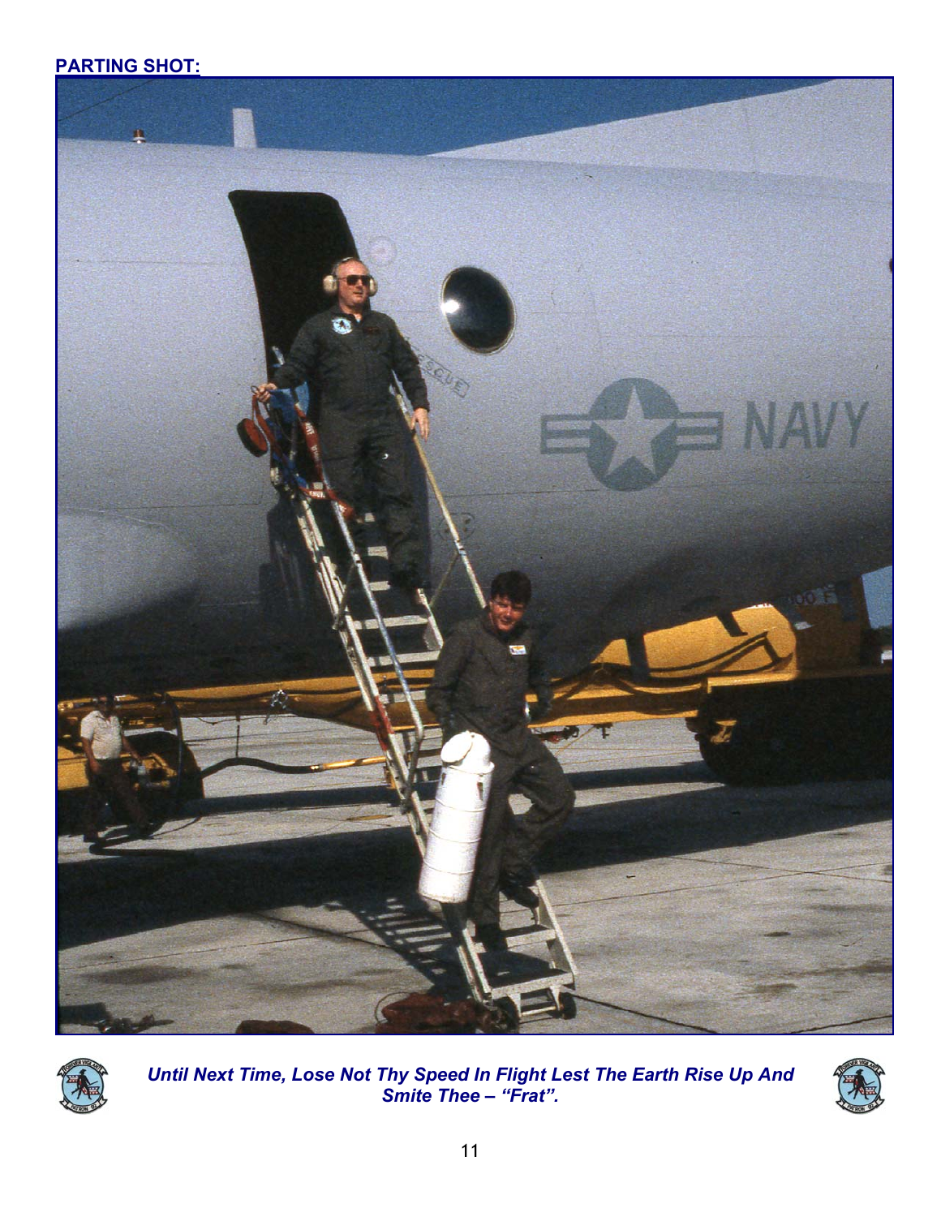**PARTING SHOT:**

***Until Next Time, Lose Not Thy Speed In Flight Lest The Earth Rise Up And Smite Thee – "Frat".***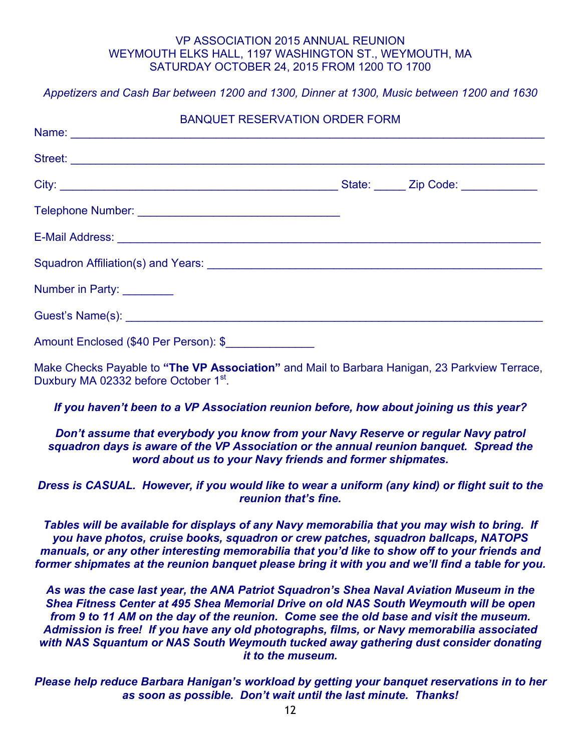VP ASSOCIATION 2015 ANNUAL REUNION
WEYMOUTH ELKS HALL, 1197 WASHINGTON ST., WEYMOUTH, MA
SATURDAY OCTOBER 24, 2015 FROM 1200 TO 1700

*Appetizers and Cash Bar between 1200 and 1300, Dinner at 1300, Music between 1200 and 1630*

BANQUET RESERVATION ORDER FORM

Name: ______________________________________________________________________

Street: ______________________________________________________________________

City: ________________________________________ State: _____ Zip Code: ____________

Telephone Number: ______________________________

E-Mail Address: _________________________________________________________________

Squadron Affiliation(s) and Years: _________________________________________________

Number in Party: ________

Guest's Name(s): ________________________________________________________________

Amount Enclosed ($40 Per Person): $_____________

Make Checks Payable to **"The VP Association"** and Mail to Barbara Hanigan, 23 Parkview Terrace, Duxbury MA 02332 before October 1st.

***If you haven't been to a VP Association reunion before, how about joining us this year?***

***Don't assume that everybody you know from your Navy Reserve or regular Navy patrol squadron days is aware of the VP Association or the annual reunion banquet. Spread the word about us to your Navy friends and former shipmates.***

***Dress is CASUAL. However, if you would like to wear a uniform (any kind) or flight suit to the reunion that's fine.***

***Tables will be available for displays of any Navy memorabilia that you may wish to bring. If you have photos, cruise books, squadron or crew patches, squadron ballcaps, NATOPS manuals, or any other interesting memorabilia that you'd like to show off to your friends and former shipmates at the reunion banquet please bring it with you and we'll find a table for you.***

***As was the case last year, the ANA Patriot Squadron's Shea Naval Aviation Museum in the Shea Fitness Center at 495 Shea Memorial Drive on old NAS South Weymouth will be open from 9 to 11 AM on the day of the reunion. Come see the old base and visit the museum. Admission is free! If you have any old photographs, films, or Navy memorabilia associated with NAS Squantum or NAS South Weymouth tucked away gathering dust consider donating it to the museum.***

***Please help reduce Barbara Hanigan's workload by getting your banquet reservations in to her as soon as possible. Don't wait until the last minute. Thanks!***